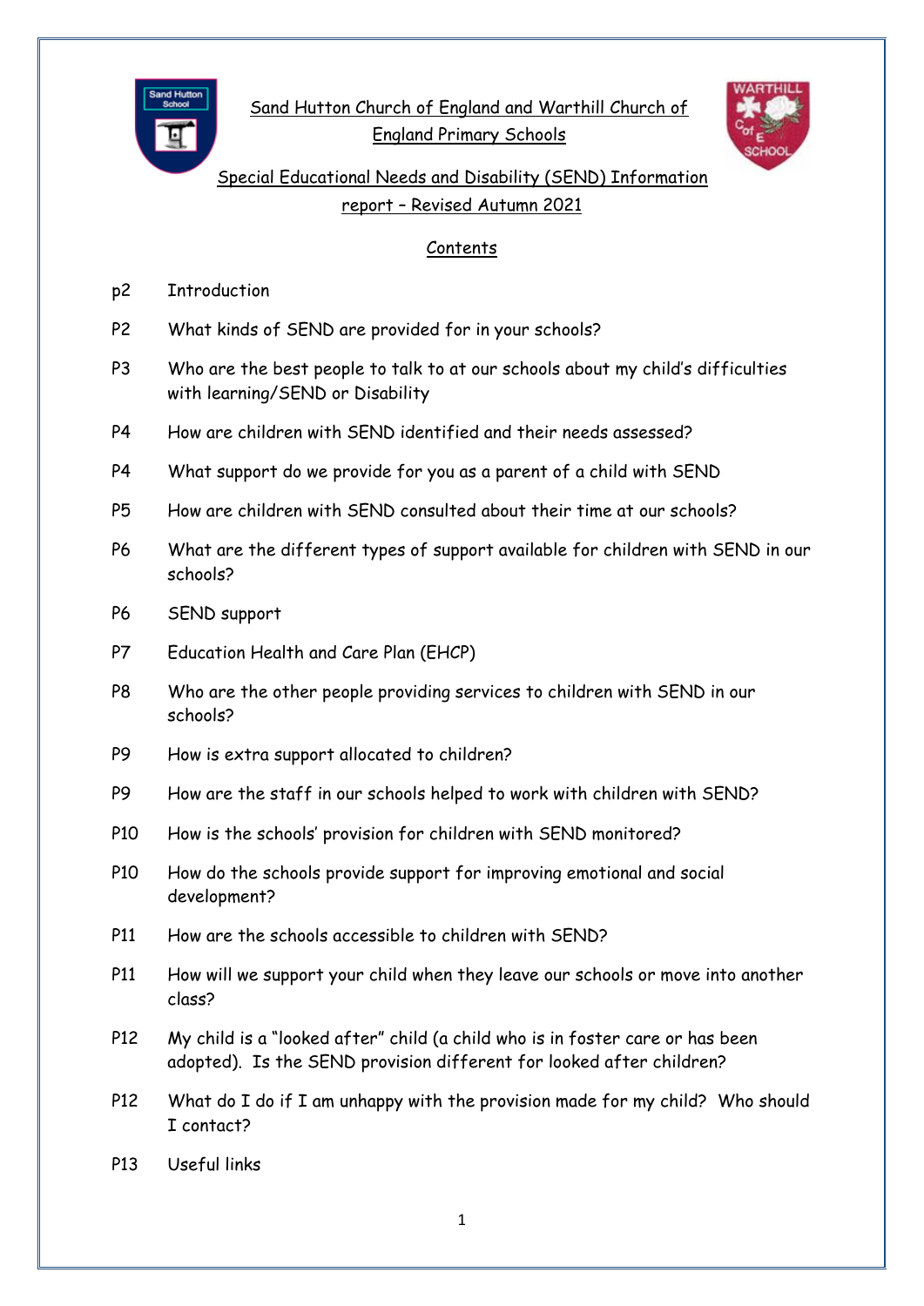# Sand Hutton Church of England and Warthill Church of England Primary Schools

## Special Educational Needs and Disability (SEND) Information report – Revised Autumn 2021

### Contents

| | |
|---|---|
| p2 | Introduction |
| P2 | What kinds of SEND are provided for in your schools? |
| P3 | Who are the best people to talk to at our schools about my child's difficulties with learning/SEND or Disability |
| P4 | How are children with SEND identified and their needs assessed? |
| P4 | What support do we provide for you as a parent of a child with SEND |
| P5 | How are children with SEND consulted about their time at our schools? |
| P6 | What are the different types of support available for children with SEND in our schools? |
| P6 | SEND support |
| P7 | Education Health and Care Plan (EHCP) |
| P8 | Who are the other people providing services to children with SEND in our schools? |
| P9 | How is extra support allocated to children? |
| P9 | How are the staff in our schools helped to work with children with SEND? |
| P10 | How is the schools' provision for children with SEND monitored? |
| P10 | How do the schools provide support for improving emotional and social development? |
| P11 | How are the schools accessible to children with SEND? |
| P11 | How will we support your child when they leave our schools or move into another class? |
| P12 | My child is a "looked after" child (a child who is in foster care or has been adopted). Is the SEND provision different for looked after children? |
| P12 | What do I do if I am unhappy with the provision made for my child? Who should I contact? |
| P13 | Useful links |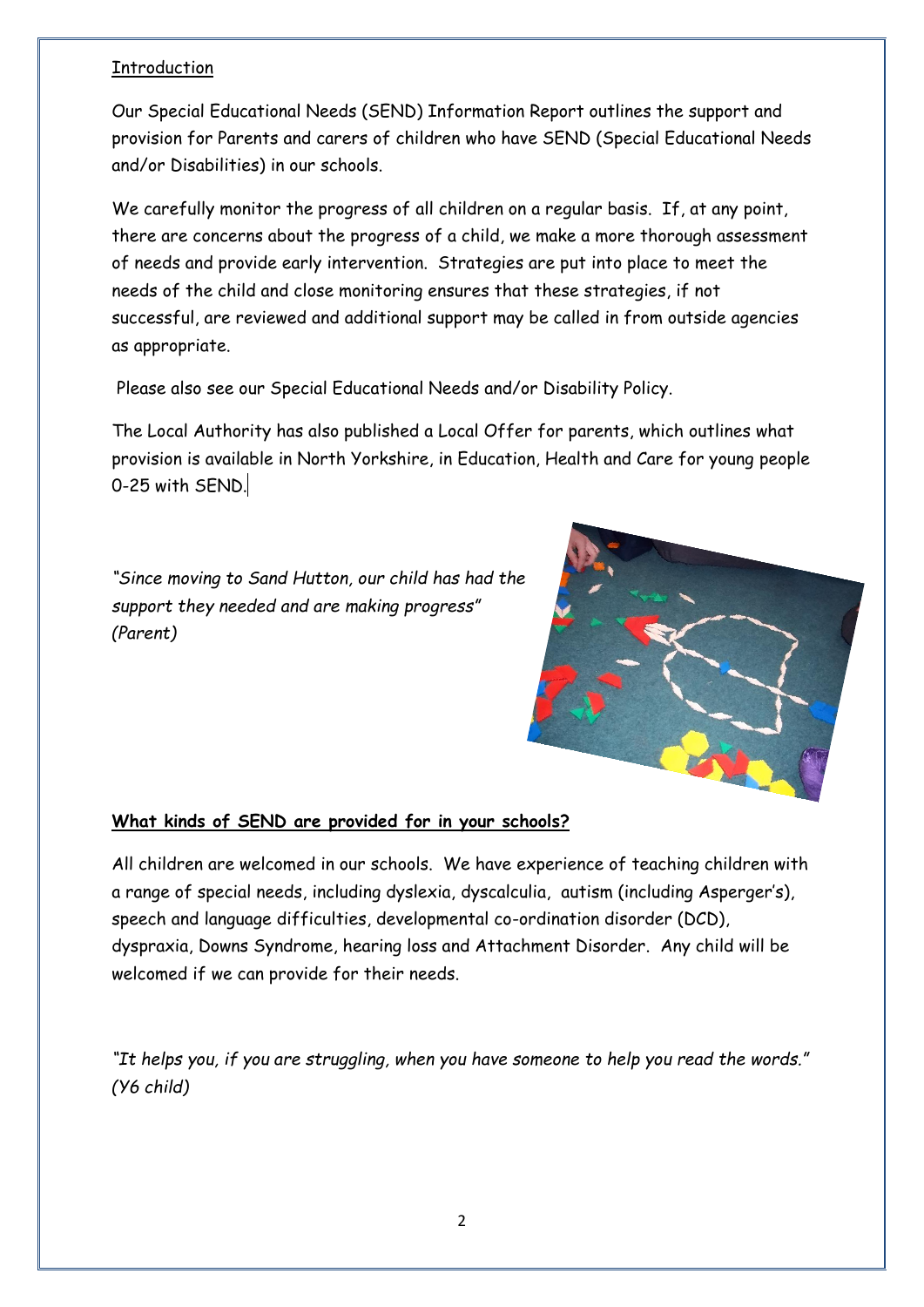## Introduction

Our Special Educational Needs (SEND) Information Report outlines the support and provision for Parents and carers of children who have SEND (Special Educational Needs and/or Disabilities) in our schools.

We carefully monitor the progress of all children on a regular basis. If, at any point, there are concerns about the progress of a child, we make a more thorough assessment of needs and provide early intervention. Strategies are put into place to meet the needs of the child and close monitoring ensures that these strategies, if not successful, are reviewed and additional support may be called in from outside agencies as appropriate.

Please also see our Special Educational Needs and/or Disability Policy.

The Local Authority has also published a Local Offer for parents, which outlines what provision is available in North Yorkshire, in Education, Health and Care for young people 0-25 with SEND.

*"Since moving to Sand Hutton, our child has had the support they needed and are making progress" (Parent)*

## What kinds of SEND are provided for in your schools?

All children are welcomed in our schools. We have experience of teaching children with a range of special needs, including dyslexia, dyscalculia, autism (including Asperger's), speech and language difficulties, developmental co-ordination disorder (DCD), dyspraxia, Downs Syndrome, hearing loss and Attachment Disorder. Any child will be welcomed if we can provide for their needs.

*"It helps you, if you are struggling, when you have someone to help you read the words." (Y6 child)*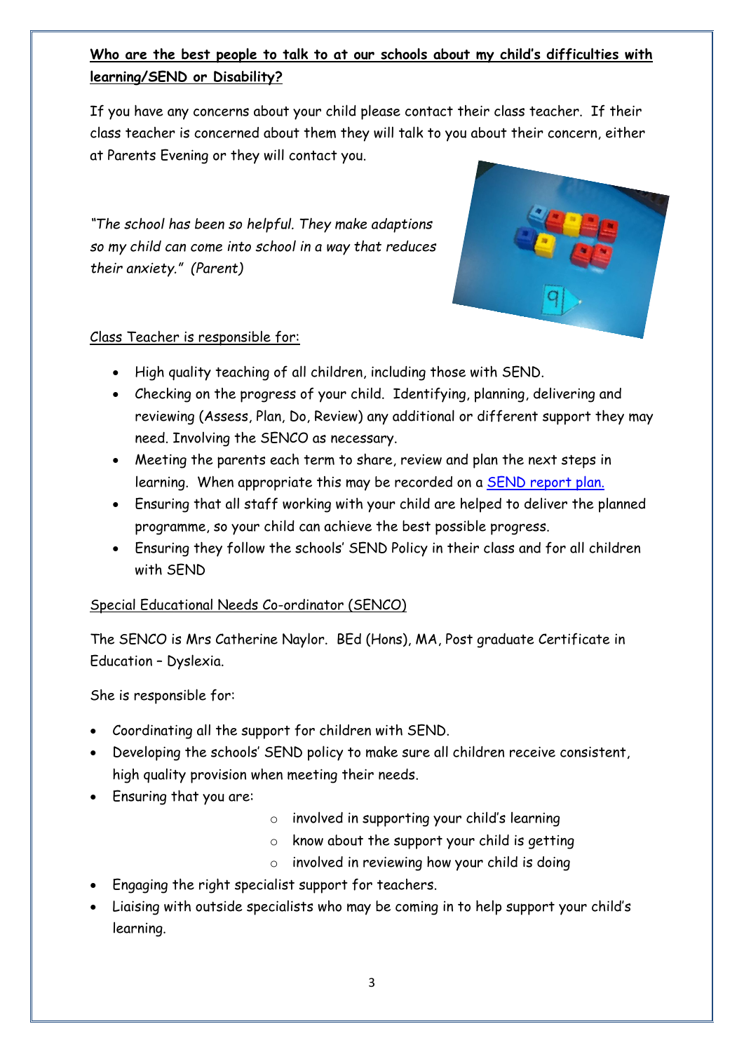**Who are the best people to talk to at our schools about my child's difficulties with learning/SEND or Disability?**

If you have any concerns about your child please contact their class teacher. If their class teacher is concerned about them they will talk to you about their concern, either at Parents Evening or they will contact you.

*"The school has been so helpful. They make adaptions so my child can come into school in a way that reduces their anxiety." (Parent)*

Class Teacher is responsible for:

- High quality teaching of all children, including those with SEND.
- Checking on the progress of your child. Identifying, planning, delivering and reviewing (Assess, Plan, Do, Review) any additional or different support they may need. Involving the SENCO as necessary.
- Meeting the parents each term to share, review and plan the next steps in learning. When appropriate this may be recorded on a SEND report plan.
- Ensuring that all staff working with your child are helped to deliver the planned programme, so your child can achieve the best possible progress.
- Ensuring they follow the schools' SEND Policy in their class and for all children with SEND

Special Educational Needs Co-ordinator (SENCO)

The SENCO is Mrs Catherine Naylor. BEd (Hons), MA, Post graduate Certificate in Education – Dyslexia.

She is responsible for:

- Coordinating all the support for children with SEND.
- Developing the schools' SEND policy to make sure all children receive consistent, high quality provision when meeting their needs.
- Ensuring that you are:
  - involved in supporting your child's learning
  - know about the support your child is getting
  - involved in reviewing how your child is doing
- Engaging the right specialist support for teachers.
- Liaising with outside specialists who may be coming in to help support your child's learning.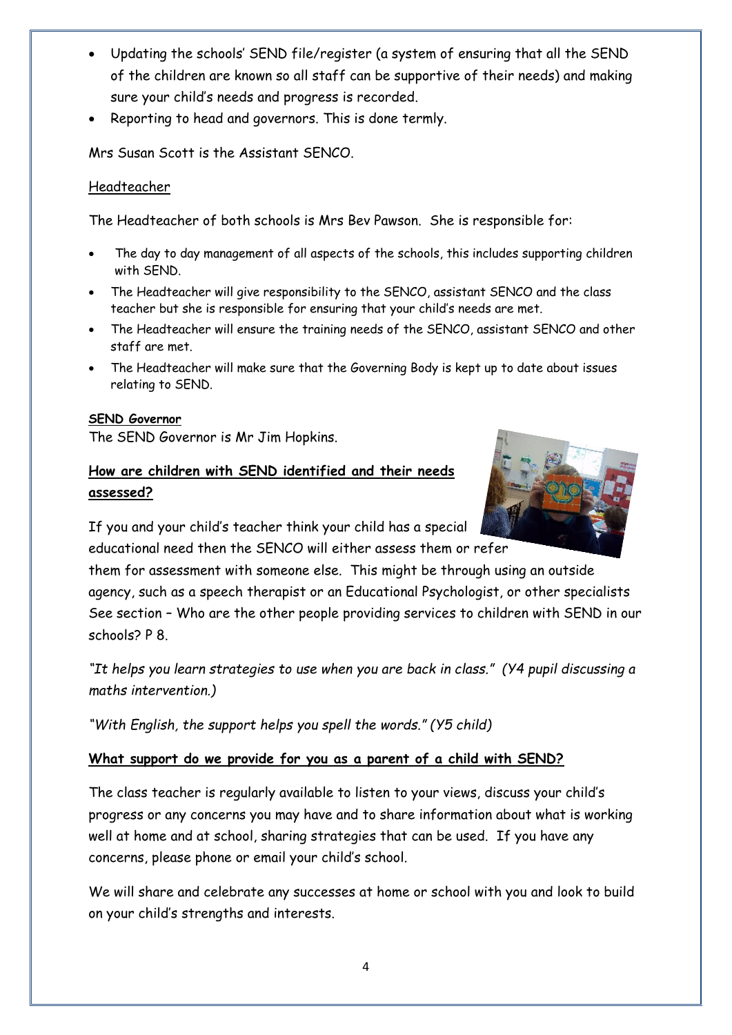- Updating the schools' SEND file/register (a system of ensuring that all the SEND of the children are known so all staff can be supportive of their needs) and making sure your child's needs and progress is recorded.
- Reporting to head and governors. This is done termly.

Mrs Susan Scott is the Assistant SENCO.

Headteacher

The Headteacher of both schools is Mrs Bev Pawson. She is responsible for:

- The day to day management of all aspects of the schools, this includes supporting children with SEND.
- The Headteacher will give responsibility to the SENCO, assistant SENCO and the class teacher but she is responsible for ensuring that your child's needs are met.
- The Headteacher will ensure the training needs of the SENCO, assistant SENCO and other staff are met.
- The Headteacher will make sure that the Governing Body is kept up to date about issues relating to SEND.

**SEND Governor**

The SEND Governor is Mr Jim Hopkins.

## How are children with SEND identified and their needs assessed?

If you and your child's teacher think your child has a special educational need then the SENCO will either assess them or refer them for assessment with someone else. This might be through using an outside agency, such as a speech therapist or an Educational Psychologist, or other specialists See section – Who are the other people providing services to children with SEND in our schools? P 8.

*"It helps you learn strategies to use when you are back in class." (Y4 pupil discussing a maths intervention.)*

*"With English, the support helps you spell the words." (Y5 child)*

## What support do we provide for you as a parent of a child with SEND?

The class teacher is regularly available to listen to your views, discuss your child's progress or any concerns you may have and to share information about what is working well at home and at school, sharing strategies that can be used. If you have any concerns, please phone or email your child's school.

We will share and celebrate any successes at home or school with you and look to build on your child's strengths and interests.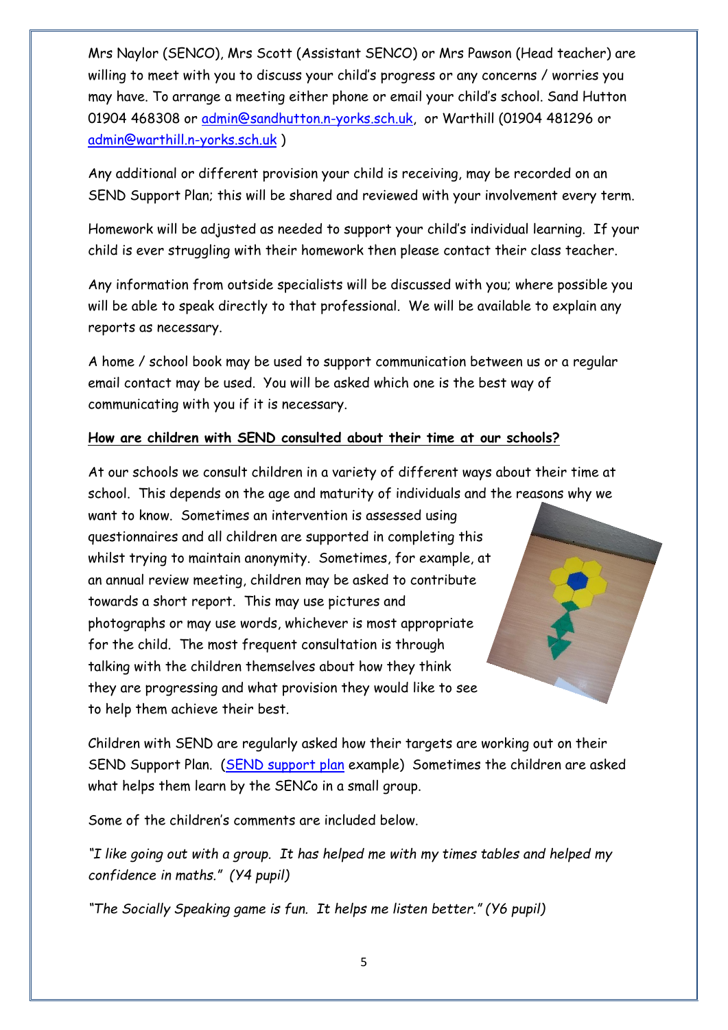Mrs Naylor (SENCO), Mrs Scott (Assistant SENCO) or Mrs Pawson (Head teacher) are willing to meet with you to discuss your child's progress or any concerns / worries you may have. To arrange a meeting either phone or email your child's school. Sand Hutton 01904 468308 or admin@sandhutton.n-yorks.sch.uk, or Warthill (01904 481296 or admin@warthill.n-yorks.sch.uk )

Any additional or different provision your child is receiving, may be recorded on an SEND Support Plan; this will be shared and reviewed with your involvement every term.

Homework will be adjusted as needed to support your child's individual learning. If your child is ever struggling with their homework then please contact their class teacher.

Any information from outside specialists will be discussed with you; where possible you will be able to speak directly to that professional. We will be available to explain any reports as necessary.

A home / school book may be used to support communication between us or a regular email contact may be used. You will be asked which one is the best way of communicating with you if it is necessary.

**How are children with SEND consulted about their time at our schools?**

At our schools we consult children in a variety of different ways about their time at school. This depends on the age and maturity of individuals and the reasons why we want to know. Sometimes an intervention is assessed using questionnaires and all children are supported in completing this whilst trying to maintain anonymity. Sometimes, for example, at an annual review meeting, children may be asked to contribute towards a short report. This may use pictures and photographs or may use words, whichever is most appropriate for the child. The most frequent consultation is through talking with the children themselves about how they think they are progressing and what provision they would like to see to help them achieve their best.

Children with SEND are regularly asked how their targets are working out on their SEND Support Plan. (SEND support plan example) Sometimes the children are asked what helps them learn by the SENCo in a small group.

Some of the children's comments are included below.

*"I like going out with a group. It has helped me with my times tables and helped my confidence in maths." (Y4 pupil)*

*"The Socially Speaking game is fun. It helps me listen better." (Y6 pupil)*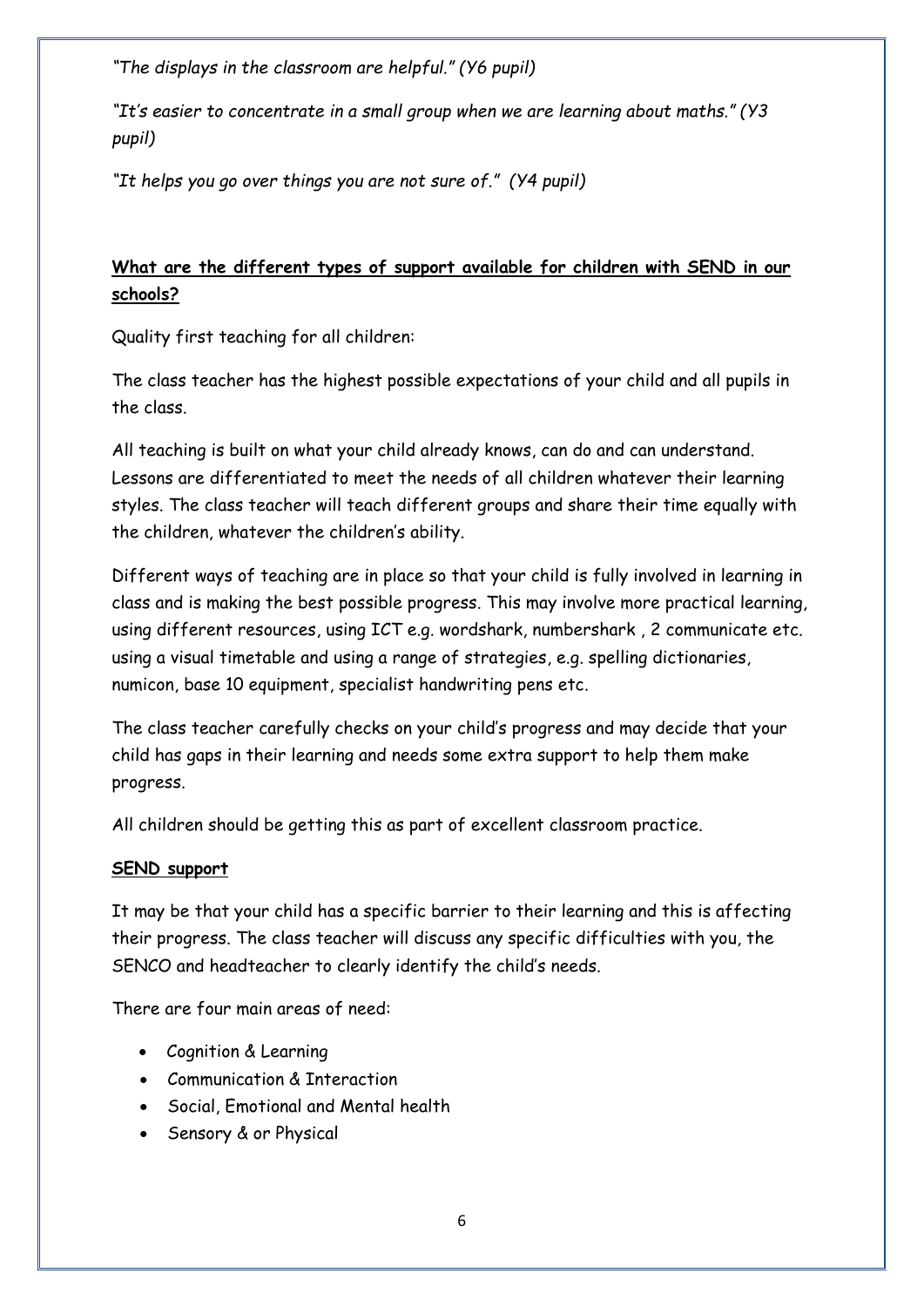*"The displays in the classroom are helpful." (Y6 pupil)*

*"It's easier to concentrate in a small group when we are learning about maths." (Y3 pupil)*

*"It helps you go over things you are not sure of." (Y4 pupil)*

**What are the different types of support available for children with SEND in our schools?**

Quality first teaching for all children:

The class teacher has the highest possible expectations of your child and all pupils in the class.

All teaching is built on what your child already knows, can do and can understand. Lessons are differentiated to meet the needs of all children whatever their learning styles. The class teacher will teach different groups and share their time equally with the children, whatever the children's ability.

Different ways of teaching are in place so that your child is fully involved in learning in class and is making the best possible progress. This may involve more practical learning, using different resources, using ICT e.g. wordshark, numbershark , 2 communicate etc. using a visual timetable and using a range of strategies, e.g. spelling dictionaries, numicon, base 10 equipment, specialist handwriting pens etc.

The class teacher carefully checks on your child's progress and may decide that your child has gaps in their learning and needs some extra support to help them make progress.

All children should be getting this as part of excellent classroom practice.

**SEND support**

It may be that your child has a specific barrier to their learning and this is affecting their progress. The class teacher will discuss any specific difficulties with you, the SENCO and headteacher to clearly identify the child's needs.

There are four main areas of need:

- Cognition & Learning
- Communication & Interaction
- Social, Emotional and Mental health
- Sensory & or Physical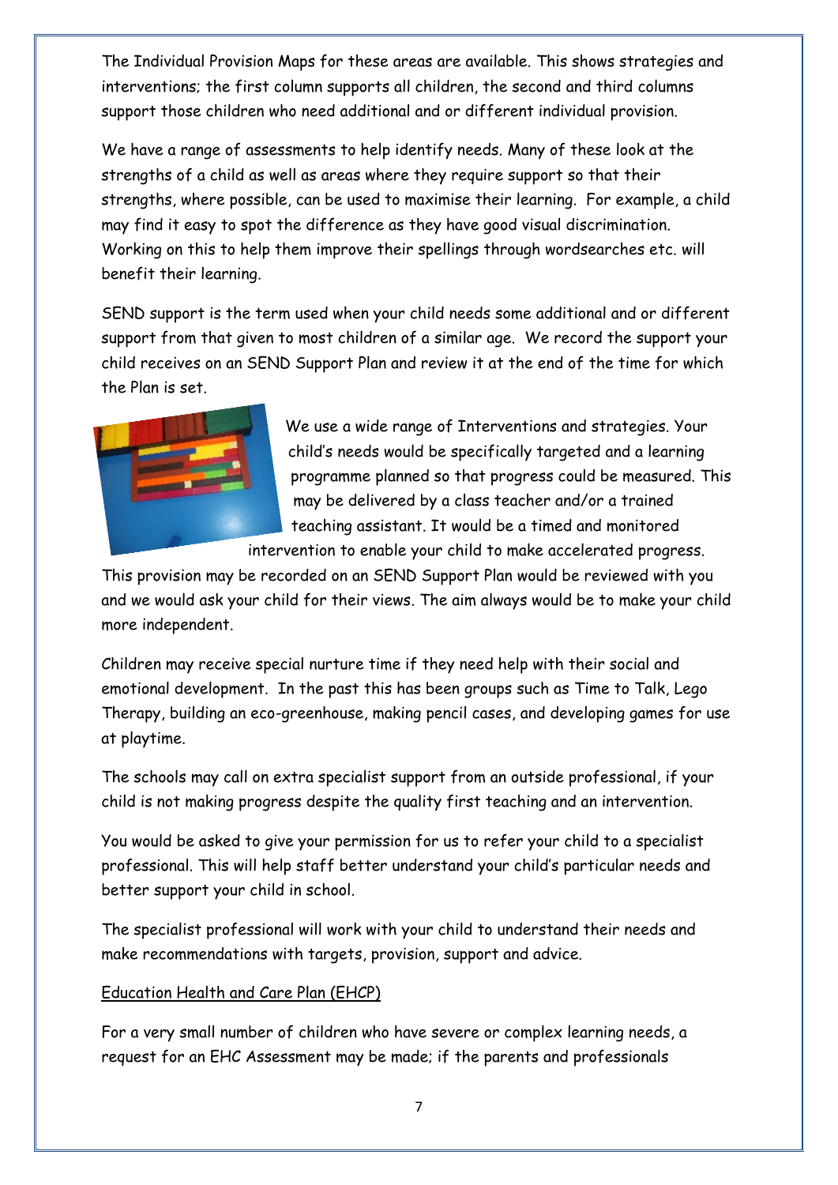The Individual Provision Maps for these areas are available. This shows strategies and interventions; the first column supports all children, the second and third columns support those children who need additional and or different individual provision.

We have a range of assessments to help identify needs. Many of these look at the strengths of a child as well as areas where they require support so that their strengths, where possible, can be used to maximise their learning. For example, a child may find it easy to spot the difference as they have good visual discrimination. Working on this to help them improve their spellings through wordsearches etc. will benefit their learning.

SEND support is the term used when your child needs some additional and or different support from that given to most children of a similar age. We record the support your child receives on an SEND Support Plan and review it at the end of the time for which the Plan is set.

We use a wide range of Interventions and strategies. Your child's needs would be specifically targeted and a learning programme planned so that progress could be measured. This may be delivered by a class teacher and/or a trained teaching assistant. It would be a timed and monitored intervention to enable your child to make accelerated progress. This provision may be recorded on an SEND Support Plan would be reviewed with you and we would ask your child for their views. The aim always would be to make your child more independent.

Children may receive special nurture time if they need help with their social and emotional development. In the past this has been groups such as Time to Talk, Lego Therapy, building an eco-greenhouse, making pencil cases, and developing games for use at playtime.

The schools may call on extra specialist support from an outside professional, if your child is not making progress despite the quality first teaching and an intervention.

You would be asked to give your permission for us to refer your child to a specialist professional. This will help staff better understand your child's particular needs and better support your child in school.

The specialist professional will work with your child to understand their needs and make recommendations with targets, provision, support and advice.

<u>Education Health and Care Plan (EHCP)</u>

For a very small number of children who have severe or complex learning needs, a request for an EHC Assessment may be made; if the parents and professionals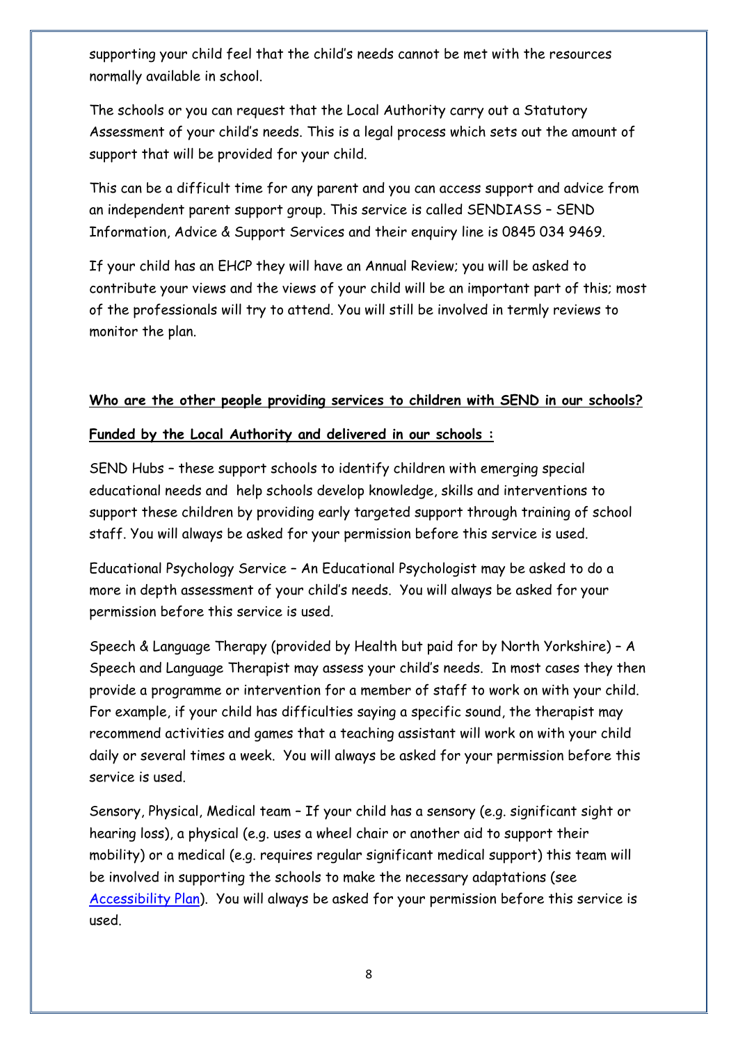supporting your child feel that the child's needs cannot be met with the resources normally available in school.

The schools or you can request that the Local Authority carry out a Statutory Assessment of your child's needs. This is a legal process which sets out the amount of support that will be provided for your child.

This can be a difficult time for any parent and you can access support and advice from an independent parent support group. This service is called SENDIASS – SEND Information, Advice & Support Services and their enquiry line is 0845 034 9469.

If your child has an EHCP they will have an Annual Review; you will be asked to contribute your views and the views of your child will be an important part of this; most of the professionals will try to attend. You will still be involved in termly reviews to monitor the plan.

**Who are the other people providing services to children with SEND in our schools?**

**Funded by the Local Authority and delivered in our schools :**

SEND Hubs – these support schools to identify children with emerging special educational needs and help schools develop knowledge, skills and interventions to support these children by providing early targeted support through training of school staff. You will always be asked for your permission before this service is used.

Educational Psychology Service – An Educational Psychologist may be asked to do a more in depth assessment of your child's needs. You will always be asked for your permission before this service is used.

Speech & Language Therapy (provided by Health but paid for by North Yorkshire) – A Speech and Language Therapist may assess your child's needs. In most cases they then provide a programme or intervention for a member of staff to work on with your child. For example, if your child has difficulties saying a specific sound, the therapist may recommend activities and games that a teaching assistant will work on with your child daily or several times a week. You will always be asked for your permission before this service is used.

Sensory, Physical, Medical team – If your child has a sensory (e.g. significant sight or hearing loss), a physical (e.g. uses a wheel chair or another aid to support their mobility) or a medical (e.g. requires regular significant medical support) this team will be involved in supporting the schools to make the necessary adaptations (see Accessibility Plan). You will always be asked for your permission before this service is used.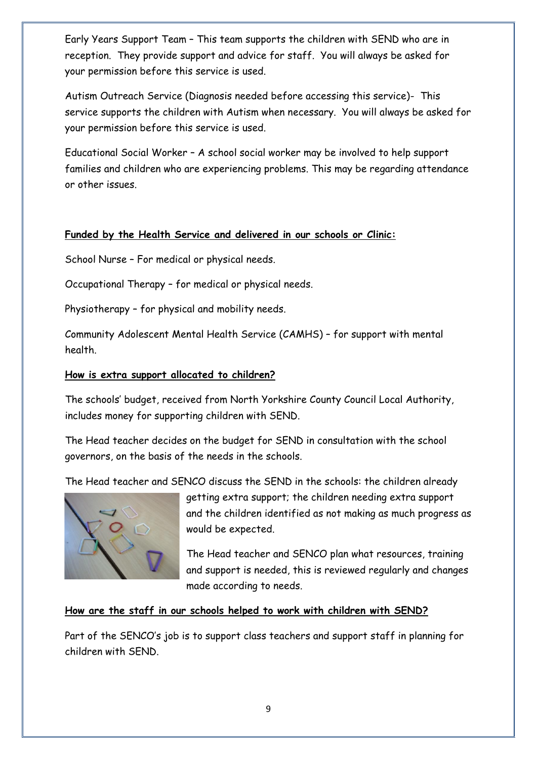Early Years Support Team – This team supports the children with SEND who are in reception. They provide support and advice for staff. You will always be asked for your permission before this service is used.

Autism Outreach Service (Diagnosis needed before accessing this service)- This service supports the children with Autism when necessary. You will always be asked for your permission before this service is used.

Educational Social Worker – A school social worker may be involved to help support families and children who are experiencing problems. This may be regarding attendance or other issues.

**Funded by the Health Service and delivered in our schools or Clinic:**

School Nurse – For medical or physical needs.

Occupational Therapy – for medical or physical needs.

Physiotherapy – for physical and mobility needs.

Community Adolescent Mental Health Service (CAMHS) – for support with mental health.

**How is extra support allocated to children?**

The schools' budget, received from North Yorkshire County Council Local Authority, includes money for supporting children with SEND.

The Head teacher decides on the budget for SEND in consultation with the school governors, on the basis of the needs in the schools.

The Head teacher and SENCO discuss the SEND in the schools: the children already getting extra support; the children needing extra support and the children identified as not making as much progress as would be expected.

The Head teacher and SENCO plan what resources, training and support is needed, this is reviewed regularly and changes made according to needs.

**How are the staff in our schools helped to work with children with SEND?**

Part of the SENCO's job is to support class teachers and support staff in planning for children with SEND.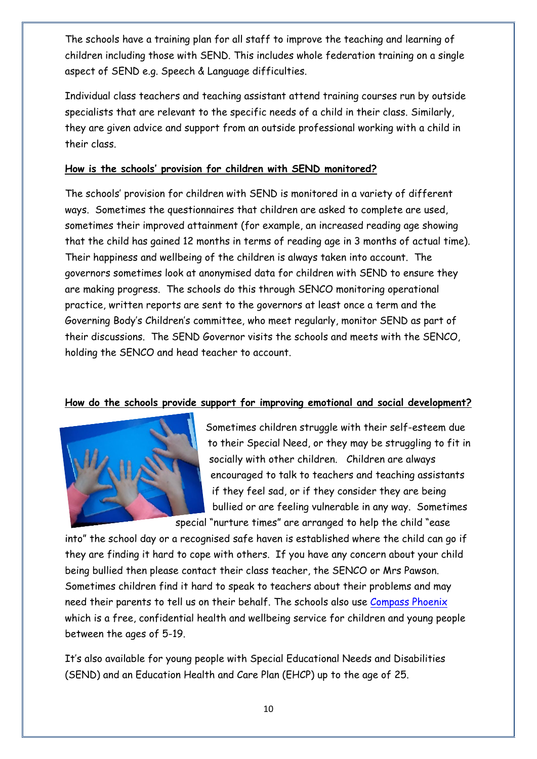The schools have a training plan for all staff to improve the teaching and learning of children including those with SEND. This includes whole federation training on a single aspect of SEND e.g. Speech & Language difficulties.

Individual class teachers and teaching assistant attend training courses run by outside specialists that are relevant to the specific needs of a child in their class. Similarly, they are given advice and support from an outside professional working with a child in their class.

**How is the schools' provision for children with SEND monitored?**

The schools' provision for children with SEND is monitored in a variety of different ways. Sometimes the questionnaires that children are asked to complete are used, sometimes their improved attainment (for example, an increased reading age showing that the child has gained 12 months in terms of reading age in 3 months of actual time). Their happiness and wellbeing of the children is always taken into account. The governors sometimes look at anonymised data for children with SEND to ensure they are making progress. The schools do this through SENCO monitoring operational practice, written reports are sent to the governors at least once a term and the Governing Body's Children's committee, who meet regularly, monitor SEND as part of their discussions. The SEND Governor visits the schools and meets with the SENCO, holding the SENCO and head teacher to account.

**How do the schools provide support for improving emotional and social development?**

Sometimes children struggle with their self-esteem due to their Special Need, or they may be struggling to fit in socially with other children. Children are always encouraged to talk to teachers and teaching assistants if they feel sad, or if they consider they are being bullied or are feeling vulnerable in any way. Sometimes special "nurture times" are arranged to help the child "ease into" the school day or a recognised safe haven is established where the child can go if they are finding it hard to cope with others. If you have any concern about your child being bullied then please contact their class teacher, the SENCO or Mrs Pawson. Sometimes children find it hard to speak to teachers about their problems and may need their parents to tell us on their behalf. The schools also use Compass Phoenix which is a free, confidential health and wellbeing service for children and young people between the ages of 5-19.

It's also available for young people with Special Educational Needs and Disabilities (SEND) and an Education Health and Care Plan (EHCP) up to the age of 25.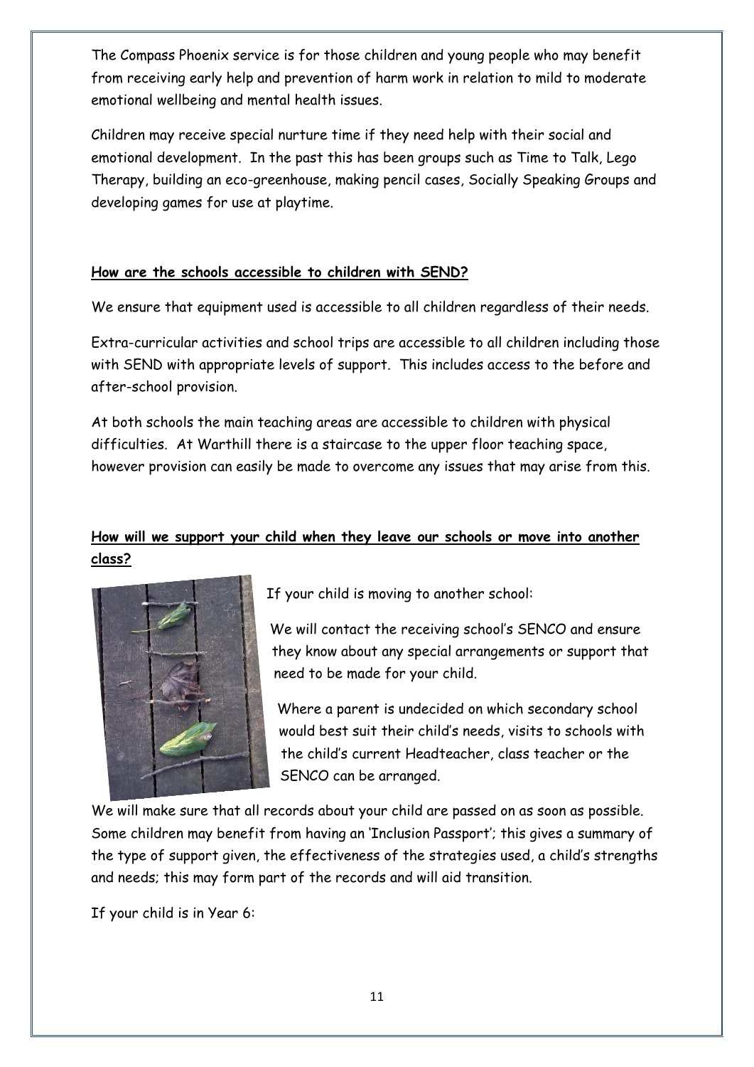The Compass Phoenix service is for those children and young people who may benefit from receiving early help and prevention of harm work in relation to mild to moderate emotional wellbeing and mental health issues.

Children may receive special nurture time if they need help with their social and emotional development. In the past this has been groups such as Time to Talk, Lego Therapy, building an eco-greenhouse, making pencil cases, Socially Speaking Groups and developing games for use at playtime.

**How are the schools accessible to children with SEND?**

We ensure that equipment used is accessible to all children regardless of their needs.

Extra-curricular activities and school trips are accessible to all children including those with SEND with appropriate levels of support. This includes access to the before and after-school provision.

At both schools the main teaching areas are accessible to children with physical difficulties. At Warthill there is a staircase to the upper floor teaching space, however provision can easily be made to overcome any issues that may arise from this.

**How will we support your child when they leave our schools or move into another class?**

If your child is moving to another school:

We will contact the receiving school's SENCO and ensure they know about any special arrangements or support that need to be made for your child.

Where a parent is undecided on which secondary school would best suit their child's needs, visits to schools with the child's current Headteacher, class teacher or the SENCO can be arranged.

We will make sure that all records about your child are passed on as soon as possible. Some children may benefit from having an 'Inclusion Passport'; this gives a summary of the type of support given, the effectiveness of the strategies used, a child's strengths and needs; this may form part of the records and will aid transition.

If your child is in Year 6: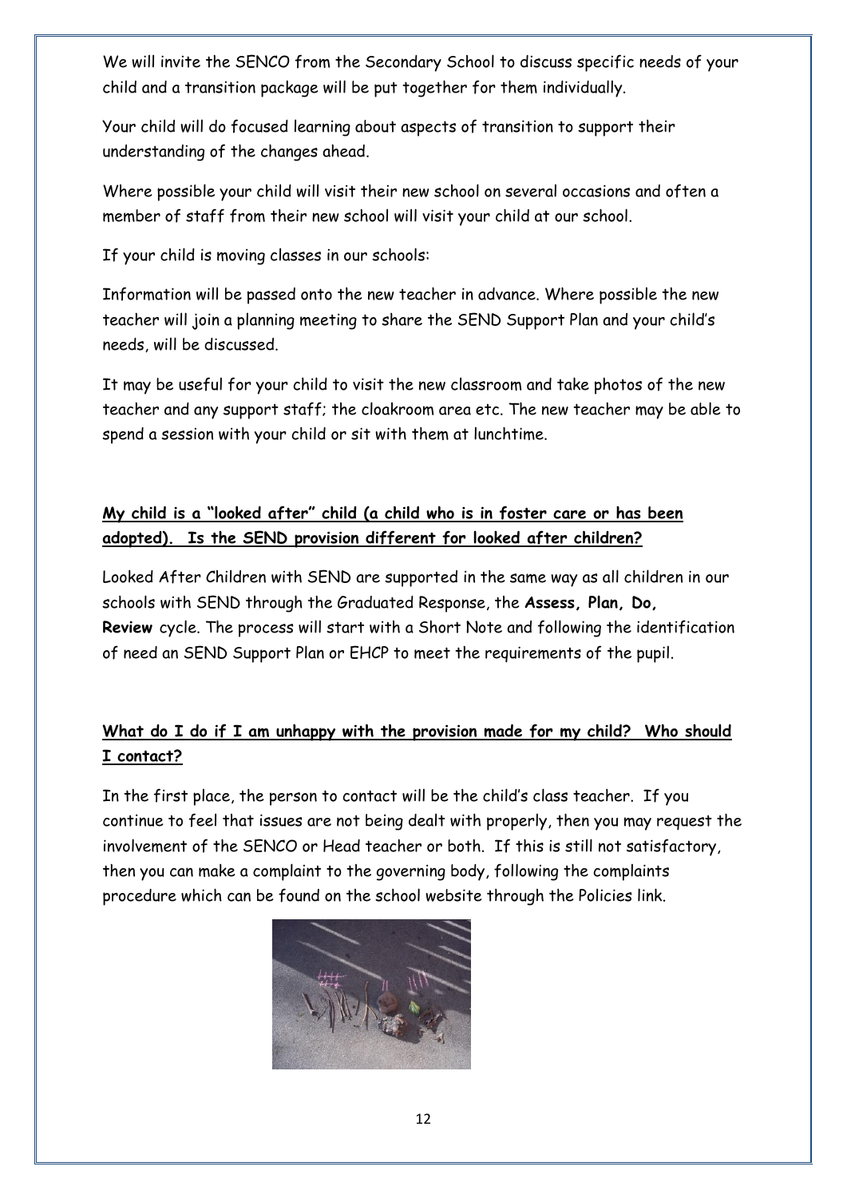We will invite the SENCO from the Secondary School to discuss specific needs of your child and a transition package will be put together for them individually.

Your child will do focused learning about aspects of transition to support their understanding of the changes ahead.

Where possible your child will visit their new school on several occasions and often a member of staff from their new school will visit your child at our school.

If your child is moving classes in our schools:

Information will be passed onto the new teacher in advance. Where possible the new teacher will join a planning meeting to share the SEND Support Plan and your child's needs, will be discussed.

It may be useful for your child to visit the new classroom and take photos of the new teacher and any support staff; the cloakroom area etc. The new teacher may be able to spend a session with your child or sit with them at lunchtime.

**My child is a "looked after" child (a child who is in foster care or has been adopted). Is the SEND provision different for looked after children?**

Looked After Children with SEND are supported in the same way as all children in our schools with SEND through the Graduated Response, the **Assess, Plan, Do, Review** cycle. The process will start with a Short Note and following the identification of need an SEND Support Plan or EHCP to meet the requirements of the pupil.

**What do I do if I am unhappy with the provision made for my child? Who should I contact?**

In the first place, the person to contact will be the child's class teacher. If you continue to feel that issues are not being dealt with properly, then you may request the involvement of the SENCO or Head teacher or both. If this is still not satisfactory, then you can make a complaint to the governing body, following the complaints procedure which can be found on the school website through the Policies link.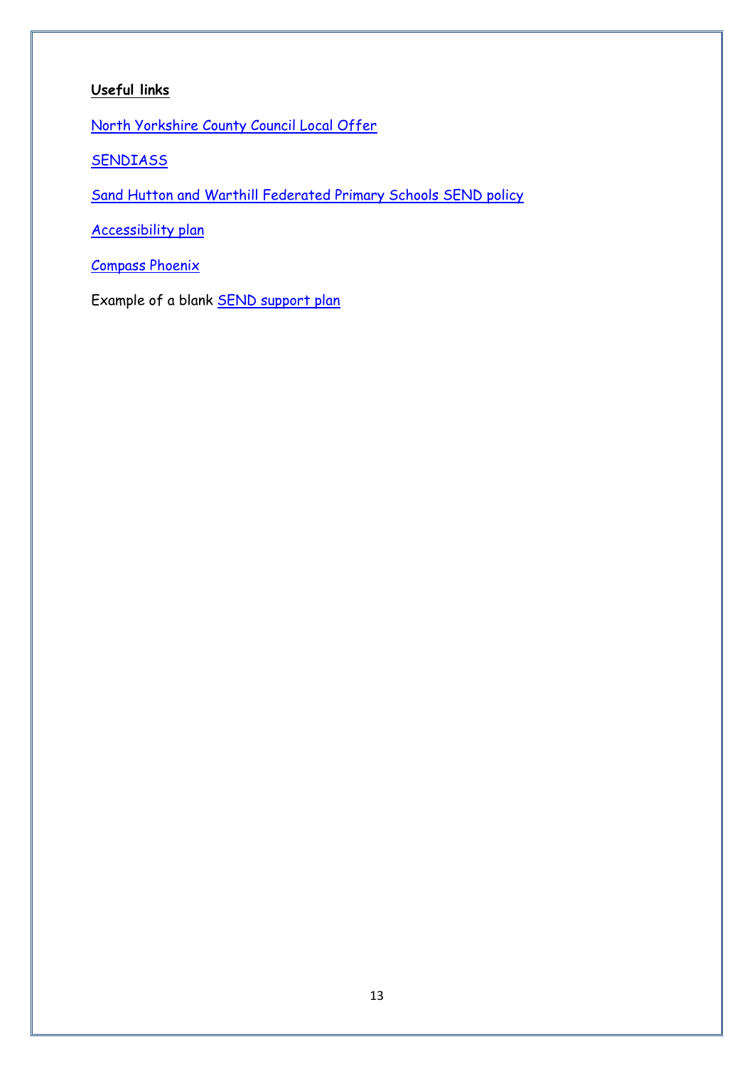**Useful links**

North Yorkshire County Council Local Offer

SENDIASS

Sand Hutton and Warthill Federated Primary Schools SEND policy

Accessibility plan

Compass Phoenix

Example of a blank SEND support plan